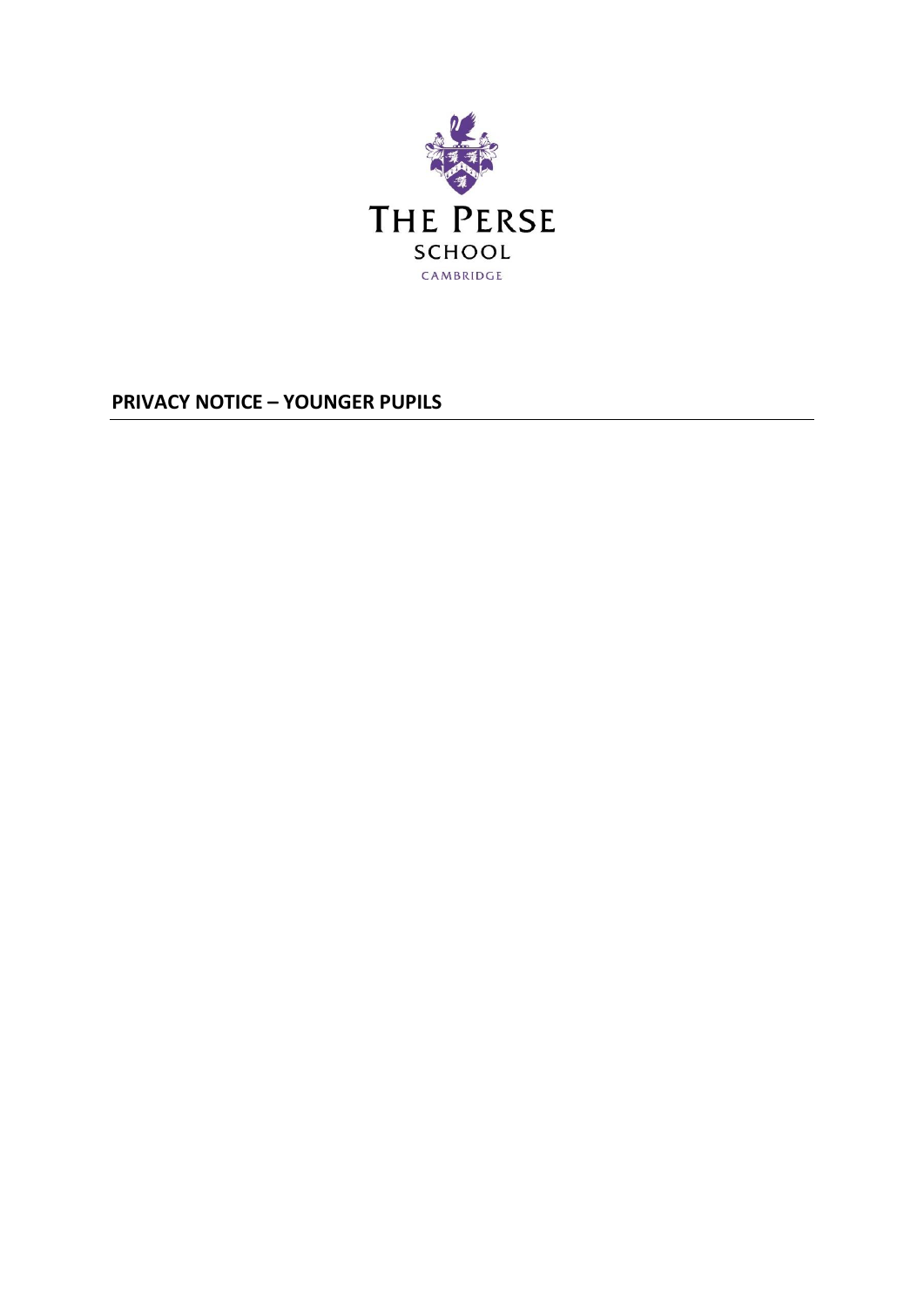THE PERSE

SCHOOL

CAMBRIDGE

# PRIVACY NOTICE – YOUNGER PUPILS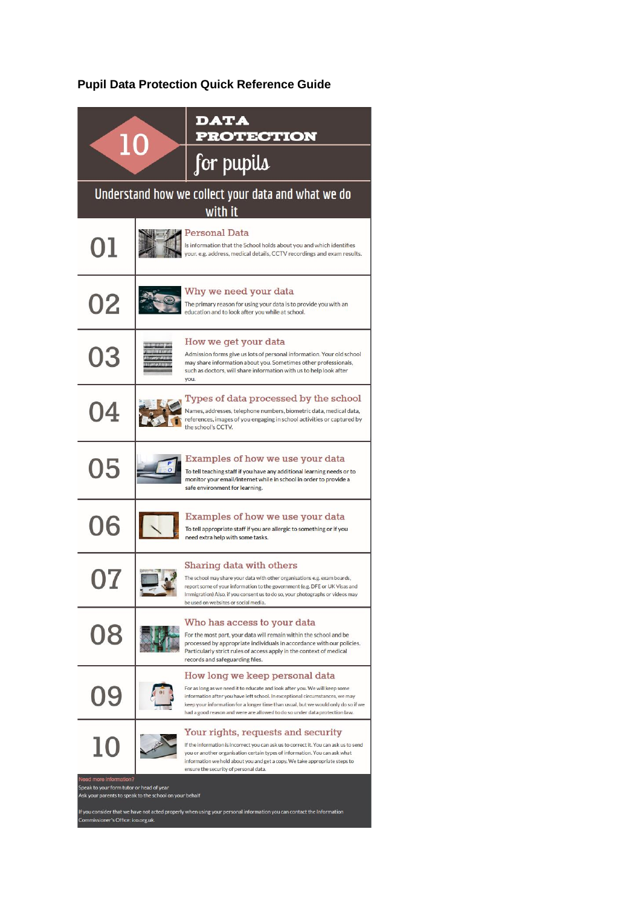**Pupil Data Protection Quick Reference Guide**

# 10 DATA PROTECTION for pupils

## Understand how we collect your data and what we do with it

### 01 Personal Data

Is information that the School holds about you and which identifies your. e.g. address, medical details, CCTV recordings and exam results.

### 02 Why we need your data

The primary reason for using your data is to provide you with an education and to look after you while at school.

### 03 How we get your data

Admission forms give us lots of personal information. Your old school may share information about you. Sometimes other professionals, such as doctors, will share information with us to help look after you.

### 04 Types of data processed by the school

Names, addresses, telephone numbers, biometric data, medical data, references, images of you engaging in school activities or captured by the school's CCTV.

### 05 Examples of how we use your data

To tell teaching staff if you have any additional learning needs or to monitor your email/internet while in school in order to provide a safe environment for learning.

### 06 Examples of how we use your data

To tell appropriate staff if you are allergic to something or if you need extra help with some tasks.

### 07 Sharing data with others

The school may share your data with other organisations e.g. exam boards, report some of your information to the government (e.g. DFE or UK Visas and Immigration) Also, if you consent us to do so, your photographs or videos may be used on websites or social media.

### 08 Who has access to your data

For the most part, your data will remain within the school and be processed by appropriate individuals in accordance with our policies. Particularly strict rules of access apply in the context of medical records and safeguarding files.

### 09 How long we keep personal data

For as long as we need it to educate and look after you. We will keep some information after you have left school. In exceptional circumstances, we may keep your information for a longer time than usual, but we would only do so if we had a good reason and were are allowed to do so under data protection law.

### 10 Your rights, requests and security

If the information is incorrect you can ask us to correct it. You can ask us to send you or another organisation certain types of information. You can ask what information we hold about you and get a copy. We take appropriate steps to ensure the security of personal data.

Need more information?

Speak to your form tutor or head of year

Ask your parents to speak to the school on your behalf

If you consider that we have not acted properly when using your personal information you can contact the Information Commissioner's Office: ico.org.uk.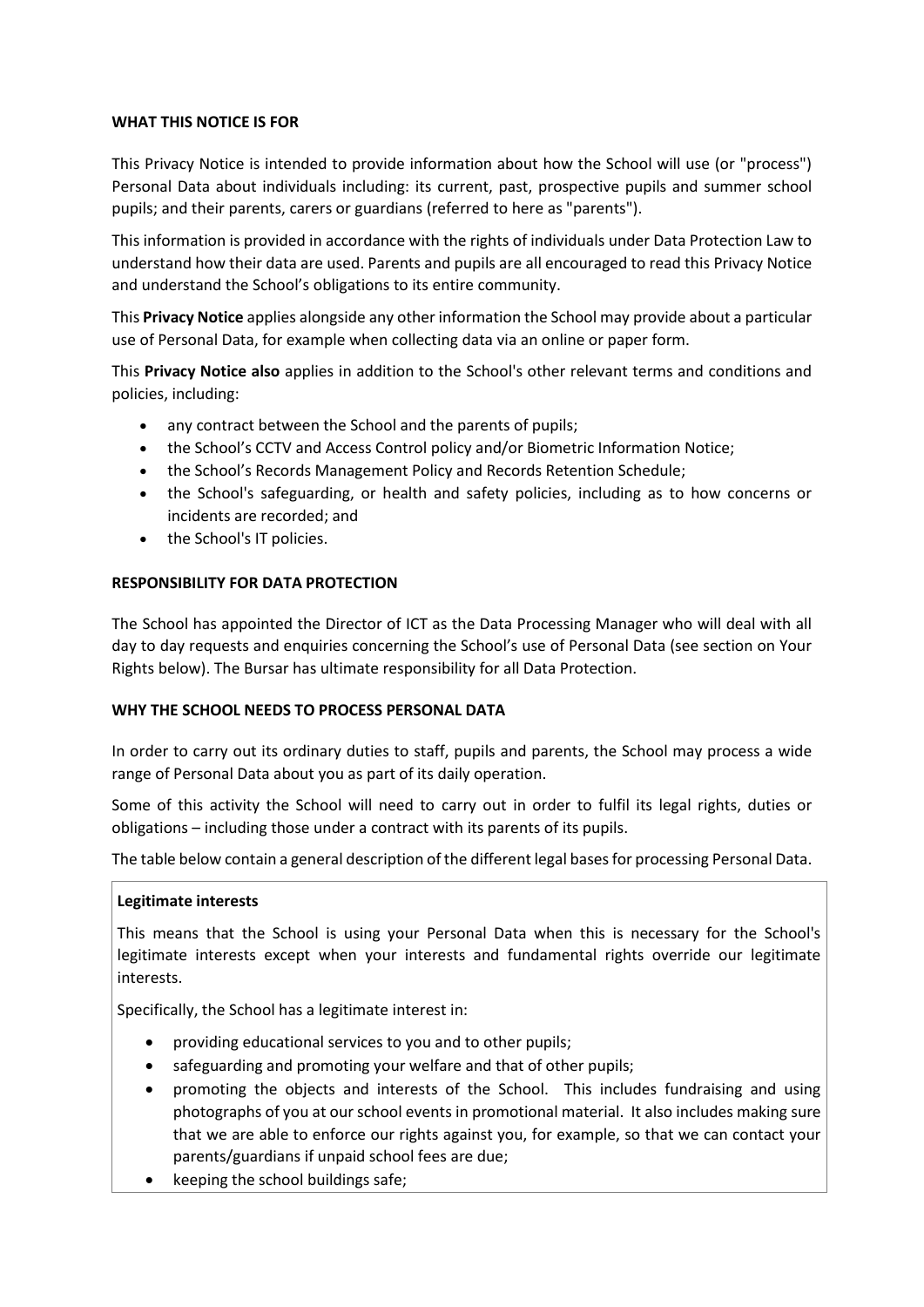## WHAT THIS NOTICE IS FOR

This Privacy Notice is intended to provide information about how the School will use (or "process") Personal Data about individuals including: its current, past, prospective pupils and summer school pupils; and their parents, carers or guardians (referred to here as "parents").

This information is provided in accordance with the rights of individuals under Data Protection Law to understand how their data are used. Parents and pupils are all encouraged to read this Privacy Notice and understand the School's obligations to its entire community.

This **Privacy Notice** applies alongside any other information the School may provide about a particular use of Personal Data, for example when collecting data via an online or paper form.

This **Privacy Notice also** applies in addition to the School's other relevant terms and conditions and policies, including:

- any contract between the School and the parents of pupils;
- the School's CCTV and Access Control policy and/or Biometric Information Notice;
- the School's Records Management Policy and Records Retention Schedule;
- the School's safeguarding, or health and safety policies, including as to how concerns or incidents are recorded; and
- the School's IT policies.

## RESPONSIBILITY FOR DATA PROTECTION

The School has appointed the Director of ICT as the Data Processing Manager who will deal with all day to day requests and enquiries concerning the School's use of Personal Data (see section on Your Rights below). The Bursar has ultimate responsibility for all Data Protection.

## WHY THE SCHOOL NEEDS TO PROCESS PERSONAL DATA

In order to carry out its ordinary duties to staff, pupils and parents, the School may process a wide range of Personal Data about you as part of its daily operation.

Some of this activity the School will need to carry out in order to fulfil its legal rights, duties or obligations – including those under a contract with its parents of its pupils.

The table below contain a general description of the different legal bases for processing Personal Data.

**Legitimate interests**

This means that the School is using your Personal Data when this is necessary for the School's legitimate interests except when your interests and fundamental rights override our legitimate interests.

Specifically, the School has a legitimate interest in:

- providing educational services to you and to other pupils;
- safeguarding and promoting your welfare and that of other pupils;
- promoting the objects and interests of the School. This includes fundraising and using photographs of you at our school events in promotional material. It also includes making sure that we are able to enforce our rights against you, for example, so that we can contact your parents/guardians if unpaid school fees are due;
- keeping the school buildings safe;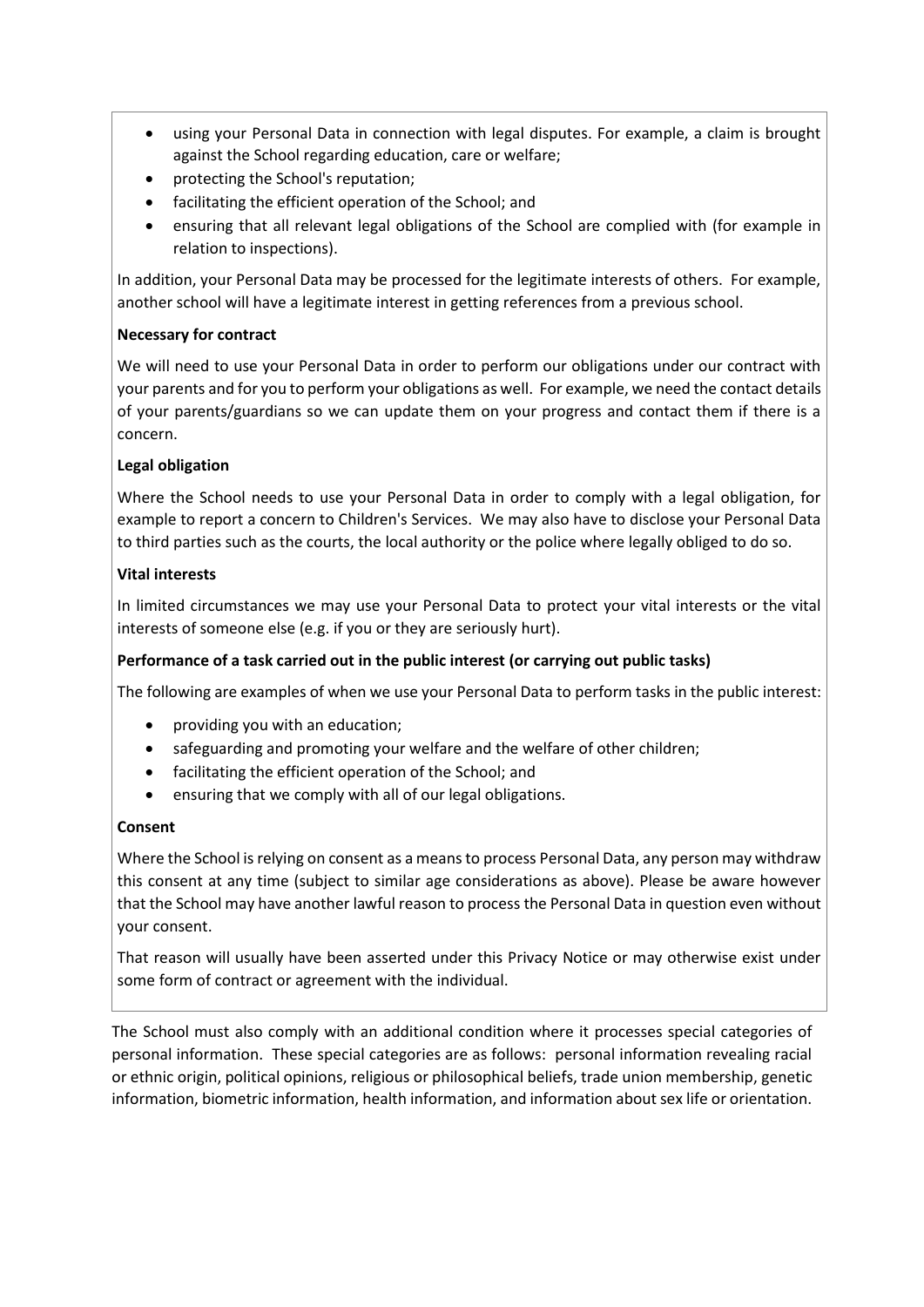- using your Personal Data in connection with legal disputes. For example, a claim is brought against the School regarding education, care or welfare;
- protecting the School's reputation;
- facilitating the efficient operation of the School; and
- ensuring that all relevant legal obligations of the School are complied with (for example in relation to inspections).

In addition, your Personal Data may be processed for the legitimate interests of others. For example, another school will have a legitimate interest in getting references from a previous school.

**Necessary for contract**

We will need to use your Personal Data in order to perform our obligations under our contract with your parents and for you to perform your obligations as well. For example, we need the contact details of your parents/guardians so we can update them on your progress and contact them if there is a concern.

**Legal obligation**

Where the School needs to use your Personal Data in order to comply with a legal obligation, for example to report a concern to Children's Services. We may also have to disclose your Personal Data to third parties such as the courts, the local authority or the police where legally obliged to do so.

**Vital interests**

In limited circumstances we may use your Personal Data to protect your vital interests or the vital interests of someone else (e.g. if you or they are seriously hurt).

**Performance of a task carried out in the public interest (or carrying out public tasks)**

The following are examples of when we use your Personal Data to perform tasks in the public interest:

- providing you with an education;
- safeguarding and promoting your welfare and the welfare of other children;
- facilitating the efficient operation of the School; and
- ensuring that we comply with all of our legal obligations.

**Consent**

Where the School is relying on consent as a means to process Personal Data, any person may withdraw this consent at any time (subject to similar age considerations as above). Please be aware however that the School may have another lawful reason to process the Personal Data in question even without your consent.

That reason will usually have been asserted under this Privacy Notice or may otherwise exist under some form of contract or agreement with the individual.

The School must also comply with an additional condition where it processes special categories of personal information. These special categories are as follows: personal information revealing racial or ethnic origin, political opinions, religious or philosophical beliefs, trade union membership, genetic information, biometric information, health information, and information about sex life or orientation.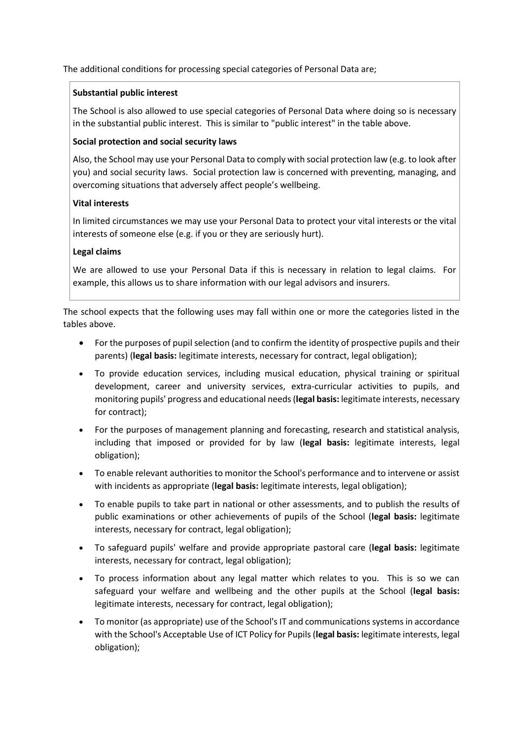The additional conditions for processing special categories of Personal Data are;

**Substantial public interest**

The School is also allowed to use special categories of Personal Data where doing so is necessary in the substantial public interest. This is similar to "public interest" in the table above.

**Social protection and social security laws**

Also, the School may use your Personal Data to comply with social protection law (e.g. to look after you) and social security laws. Social protection law is concerned with preventing, managing, and overcoming situations that adversely affect people's wellbeing.

**Vital interests**

In limited circumstances we may use your Personal Data to protect your vital interests or the vital interests of someone else (e.g. if you or they are seriously hurt).

**Legal claims**

We are allowed to use your Personal Data if this is necessary in relation to legal claims. For example, this allows us to share information with our legal advisors and insurers.

The school expects that the following uses may fall within one or more the categories listed in the tables above.

- For the purposes of pupil selection (and to confirm the identity of prospective pupils and their parents) (**legal basis:** legitimate interests, necessary for contract, legal obligation);
- To provide education services, including musical education, physical training or spiritual development, career and university services, extra-curricular activities to pupils, and monitoring pupils' progress and educational needs (**legal basis:** legitimate interests, necessary for contract);
- For the purposes of management planning and forecasting, research and statistical analysis, including that imposed or provided for by law (**legal basis:** legitimate interests, legal obligation);
- To enable relevant authorities to monitor the School's performance and to intervene or assist with incidents as appropriate (**legal basis:** legitimate interests, legal obligation);
- To enable pupils to take part in national or other assessments, and to publish the results of public examinations or other achievements of pupils of the School (**legal basis:** legitimate interests, necessary for contract, legal obligation);
- To safeguard pupils' welfare and provide appropriate pastoral care (**legal basis:** legitimate interests, necessary for contract, legal obligation);
- To process information about any legal matter which relates to you. This is so we can safeguard your welfare and wellbeing and the other pupils at the School (**legal basis:** legitimate interests, necessary for contract, legal obligation);
- To monitor (as appropriate) use of the School's IT and communications systems in accordance with the School's Acceptable Use of ICT Policy for Pupils (**legal basis:** legitimate interests, legal obligation);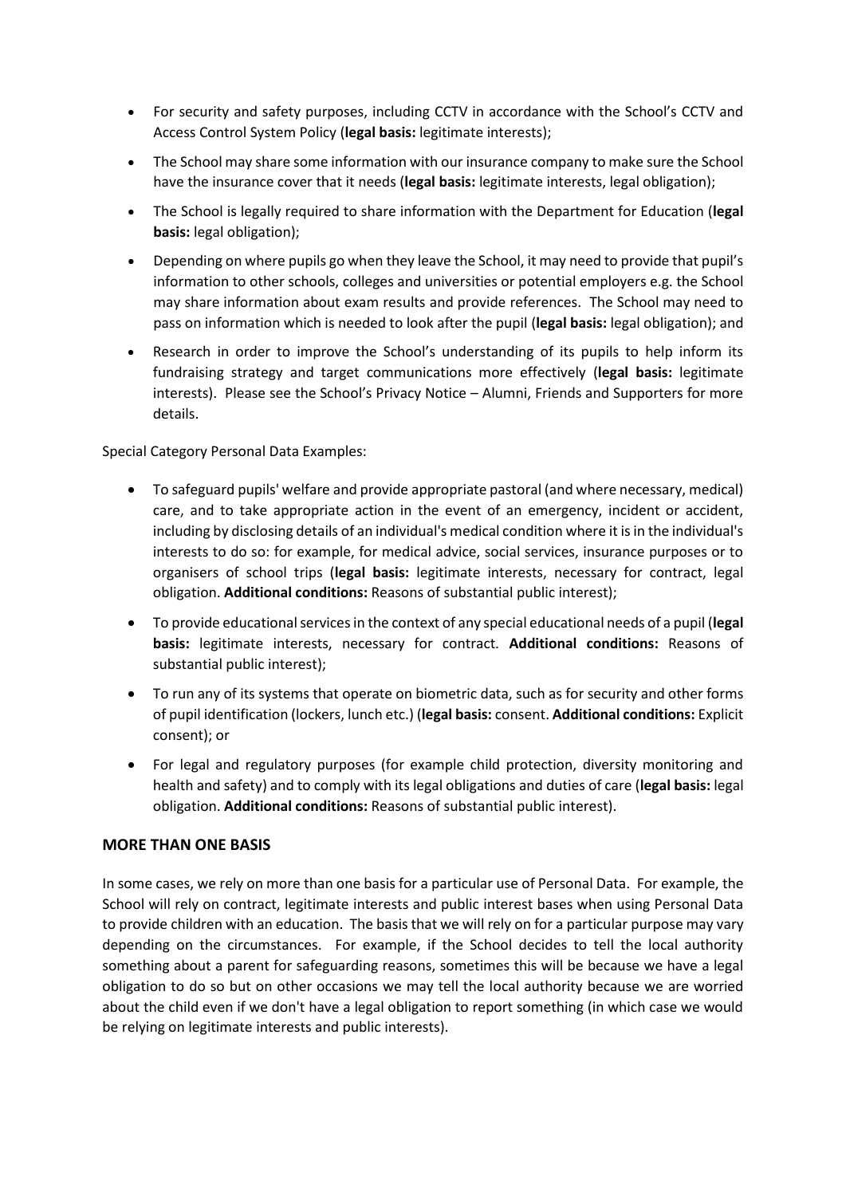- For security and safety purposes, including CCTV in accordance with the School's CCTV and Access Control System Policy (**legal basis:** legitimate interests);
- The School may share some information with our insurance company to make sure the School have the insurance cover that it needs (**legal basis:** legitimate interests, legal obligation);
- The School is legally required to share information with the Department for Education (**legal basis:** legal obligation);
- Depending on where pupils go when they leave the School, it may need to provide that pupil's information to other schools, colleges and universities or potential employers e.g. the School may share information about exam results and provide references. The School may need to pass on information which is needed to look after the pupil (**legal basis:** legal obligation); and
- Research in order to improve the School's understanding of its pupils to help inform its fundraising strategy and target communications more effectively (**legal basis:** legitimate interests). Please see the School's Privacy Notice – Alumni, Friends and Supporters for more details.

Special Category Personal Data Examples:

- To safeguard pupils' welfare and provide appropriate pastoral (and where necessary, medical) care, and to take appropriate action in the event of an emergency, incident or accident, including by disclosing details of an individual's medical condition where it is in the individual's interests to do so: for example, for medical advice, social services, insurance purposes or to organisers of school trips (**legal basis:** legitimate interests, necessary for contract, legal obligation. **Additional conditions:** Reasons of substantial public interest);
- To provide educational services in the context of any special educational needs of a pupil (**legal basis:** legitimate interests, necessary for contract. **Additional conditions:** Reasons of substantial public interest);
- To run any of its systems that operate on biometric data, such as for security and other forms of pupil identification (lockers, lunch etc.) (**legal basis:** consent. **Additional conditions:** Explicit consent); or
- For legal and regulatory purposes (for example child protection, diversity monitoring and health and safety) and to comply with its legal obligations and duties of care (**legal basis:** legal obligation. **Additional conditions:** Reasons of substantial public interest).

## MORE THAN ONE BASIS

In some cases, we rely on more than one basis for a particular use of Personal Data. For example, the School will rely on contract, legitimate interests and public interest bases when using Personal Data to provide children with an education. The basis that we will rely on for a particular purpose may vary depending on the circumstances. For example, if the School decides to tell the local authority something about a parent for safeguarding reasons, sometimes this will be because we have a legal obligation to do so but on other occasions we may tell the local authority because we are worried about the child even if we don't have a legal obligation to report something (in which case we would be relying on legitimate interests and public interests).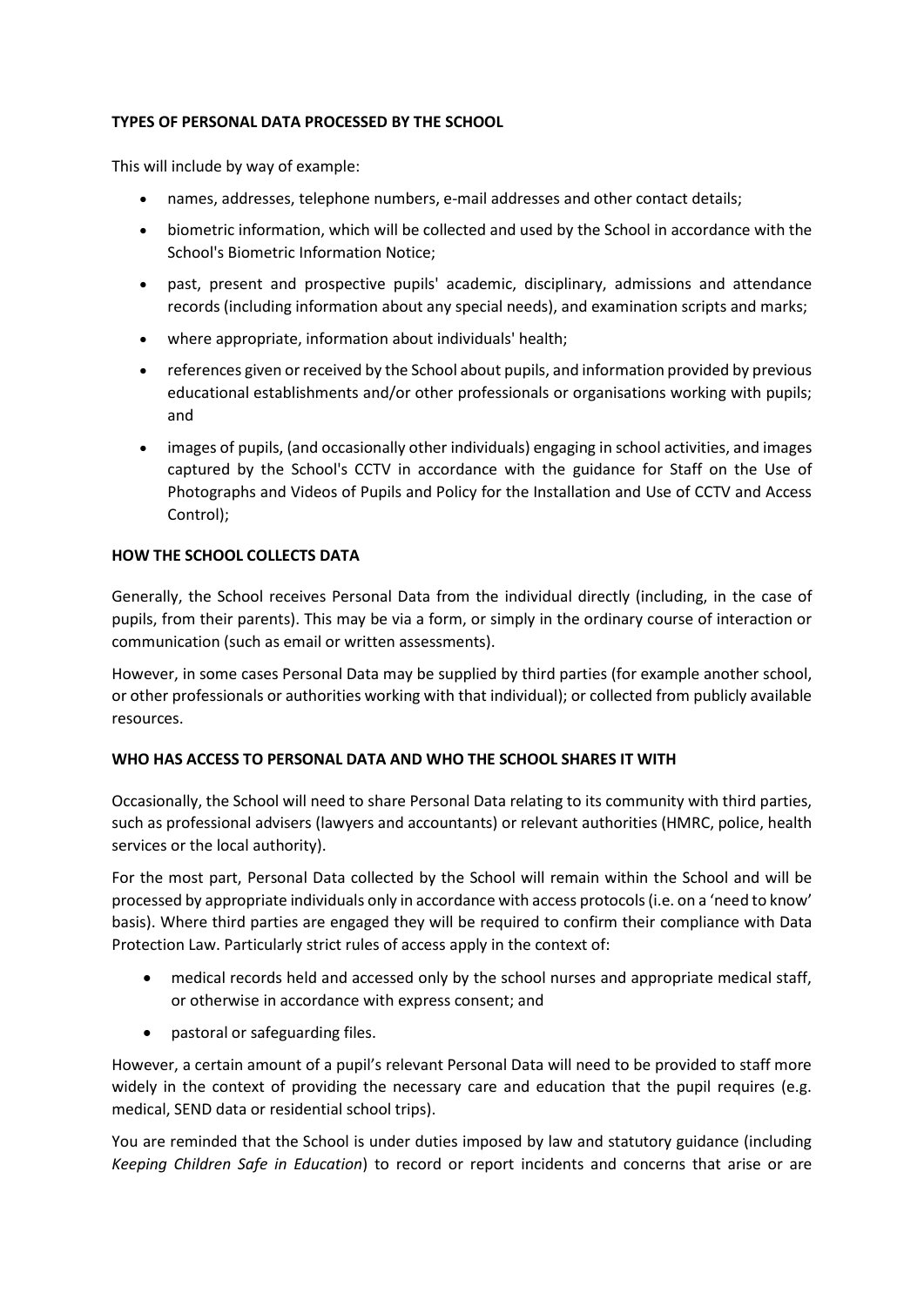**TYPES OF PERSONAL DATA PROCESSED BY THE SCHOOL**

This will include by way of example:

- names, addresses, telephone numbers, e-mail addresses and other contact details;
- biometric information, which will be collected and used by the School in accordance with the School's Biometric Information Notice;
- past, present and prospective pupils' academic, disciplinary, admissions and attendance records (including information about any special needs), and examination scripts and marks;
- where appropriate, information about individuals' health;
- references given or received by the School about pupils, and information provided by previous educational establishments and/or other professionals or organisations working with pupils; and
- images of pupils, (and occasionally other individuals) engaging in school activities, and images captured by the School's CCTV in accordance with the guidance for Staff on the Use of Photographs and Videos of Pupils and Policy for the Installation and Use of CCTV and Access Control);

**HOW THE SCHOOL COLLECTS DATA**

Generally, the School receives Personal Data from the individual directly (including, in the case of pupils, from their parents). This may be via a form, or simply in the ordinary course of interaction or communication (such as email or written assessments).

However, in some cases Personal Data may be supplied by third parties (for example another school, or other professionals or authorities working with that individual); or collected from publicly available resources.

**WHO HAS ACCESS TO PERSONAL DATA AND WHO THE SCHOOL SHARES IT WITH**

Occasionally, the School will need to share Personal Data relating to its community with third parties, such as professional advisers (lawyers and accountants) or relevant authorities (HMRC, police, health services or the local authority).

For the most part, Personal Data collected by the School will remain within the School and will be processed by appropriate individuals only in accordance with access protocols (i.e. on a 'need to know' basis). Where third parties are engaged they will be required to confirm their compliance with Data Protection Law. Particularly strict rules of access apply in the context of:

- medical records held and accessed only by the school nurses and appropriate medical staff, or otherwise in accordance with express consent; and
- pastoral or safeguarding files.

However, a certain amount of a pupil's relevant Personal Data will need to be provided to staff more widely in the context of providing the necessary care and education that the pupil requires (e.g. medical, SEND data or residential school trips).

You are reminded that the School is under duties imposed by law and statutory guidance (including *Keeping Children Safe in Education*) to record or report incidents and concerns that arise or are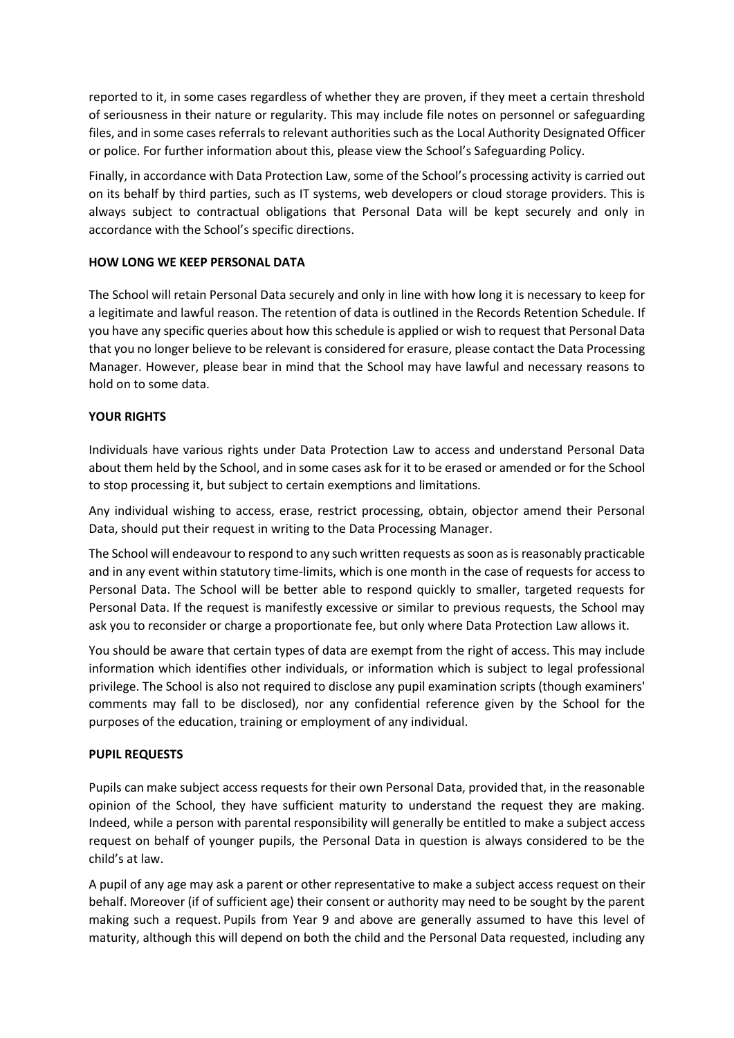reported to it, in some cases regardless of whether they are proven, if they meet a certain threshold of seriousness in their nature or regularity. This may include file notes on personnel or safeguarding files, and in some cases referrals to relevant authorities such as the Local Authority Designated Officer or police. For further information about this, please view the School's Safeguarding Policy.

Finally, in accordance with Data Protection Law, some of the School's processing activity is carried out on its behalf by third parties, such as IT systems, web developers or cloud storage providers. This is always subject to contractual obligations that Personal Data will be kept securely and only in accordance with the School's specific directions.

**HOW LONG WE KEEP PERSONAL DATA**

The School will retain Personal Data securely and only in line with how long it is necessary to keep for a legitimate and lawful reason. The retention of data is outlined in the Records Retention Schedule. If you have any specific queries about how this schedule is applied or wish to request that Personal Data that you no longer believe to be relevant is considered for erasure, please contact the Data Processing Manager. However, please bear in mind that the School may have lawful and necessary reasons to hold on to some data.

**YOUR RIGHTS**

Individuals have various rights under Data Protection Law to access and understand Personal Data about them held by the School, and in some cases ask for it to be erased or amended or for the School to stop processing it, but subject to certain exemptions and limitations.

Any individual wishing to access, erase, restrict processing, obtain, objector amend their Personal Data, should put their request in writing to the Data Processing Manager.

The School will endeavour to respond to any such written requests as soon as is reasonably practicable and in any event within statutory time-limits, which is one month in the case of requests for access to Personal Data. The School will be better able to respond quickly to smaller, targeted requests for Personal Data. If the request is manifestly excessive or similar to previous requests, the School may ask you to reconsider or charge a proportionate fee, but only where Data Protection Law allows it.

You should be aware that certain types of data are exempt from the right of access. This may include information which identifies other individuals, or information which is subject to legal professional privilege. The School is also not required to disclose any pupil examination scripts (though examiners' comments may fall to be disclosed), nor any confidential reference given by the School for the purposes of the education, training or employment of any individual.

**PUPIL REQUESTS**

Pupils can make subject access requests for their own Personal Data, provided that, in the reasonable opinion of the School, they have sufficient maturity to understand the request they are making. Indeed, while a person with parental responsibility will generally be entitled to make a subject access request on behalf of younger pupils, the Personal Data in question is always considered to be the child's at law.

A pupil of any age may ask a parent or other representative to make a subject access request on their behalf. Moreover (if of sufficient age) their consent or authority may need to be sought by the parent making such a request. Pupils from Year 9 and above are generally assumed to have this level of maturity, although this will depend on both the child and the Personal Data requested, including any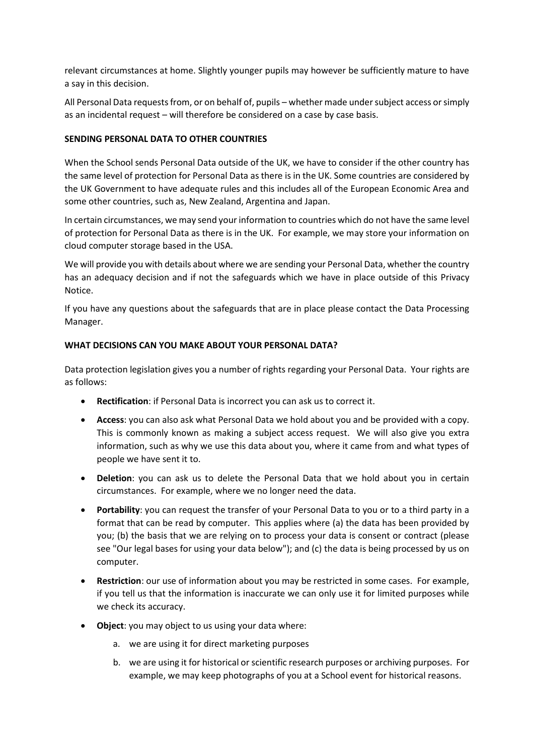relevant circumstances at home. Slightly younger pupils may however be sufficiently mature to have a say in this decision.

All Personal Data requests from, or on behalf of, pupils – whether made under subject access or simply as an incidental request – will therefore be considered on a case by case basis.

**SENDING PERSONAL DATA TO OTHER COUNTRIES**

When the School sends Personal Data outside of the UK, we have to consider if the other country has the same level of protection for Personal Data as there is in the UK. Some countries are considered by the UK Government to have adequate rules and this includes all of the European Economic Area and some other countries, such as, New Zealand, Argentina and Japan.

In certain circumstances, we may send your information to countries which do not have the same level of protection for Personal Data as there is in the UK. For example, we may store your information on cloud computer storage based in the USA.

We will provide you with details about where we are sending your Personal Data, whether the country has an adequacy decision and if not the safeguards which we have in place outside of this Privacy Notice.

If you have any questions about the safeguards that are in place please contact the Data Processing Manager.

**WHAT DECISIONS CAN YOU MAKE ABOUT YOUR PERSONAL DATA?**

Data protection legislation gives you a number of rights regarding your Personal Data. Your rights are as follows:

- **Rectification**: if Personal Data is incorrect you can ask us to correct it.
- **Access**: you can also ask what Personal Data we hold about you and be provided with a copy. This is commonly known as making a subject access request. We will also give you extra information, such as why we use this data about you, where it came from and what types of people we have sent it to.
- **Deletion**: you can ask us to delete the Personal Data that we hold about you in certain circumstances. For example, where we no longer need the data.
- **Portability**: you can request the transfer of your Personal Data to you or to a third party in a format that can be read by computer. This applies where (a) the data has been provided by you; (b) the basis that we are relying on to process your data is consent or contract (please see "Our legal bases for using your data below"); and (c) the data is being processed by us on computer.
- **Restriction**: our use of information about you may be restricted in some cases. For example, if you tell us that the information is inaccurate we can only use it for limited purposes while we check its accuracy.
- **Object**: you may object to us using your data where:
  a. we are using it for direct marketing purposes
  b. we are using it for historical or scientific research purposes or archiving purposes. For example, we may keep photographs of you at a School event for historical reasons.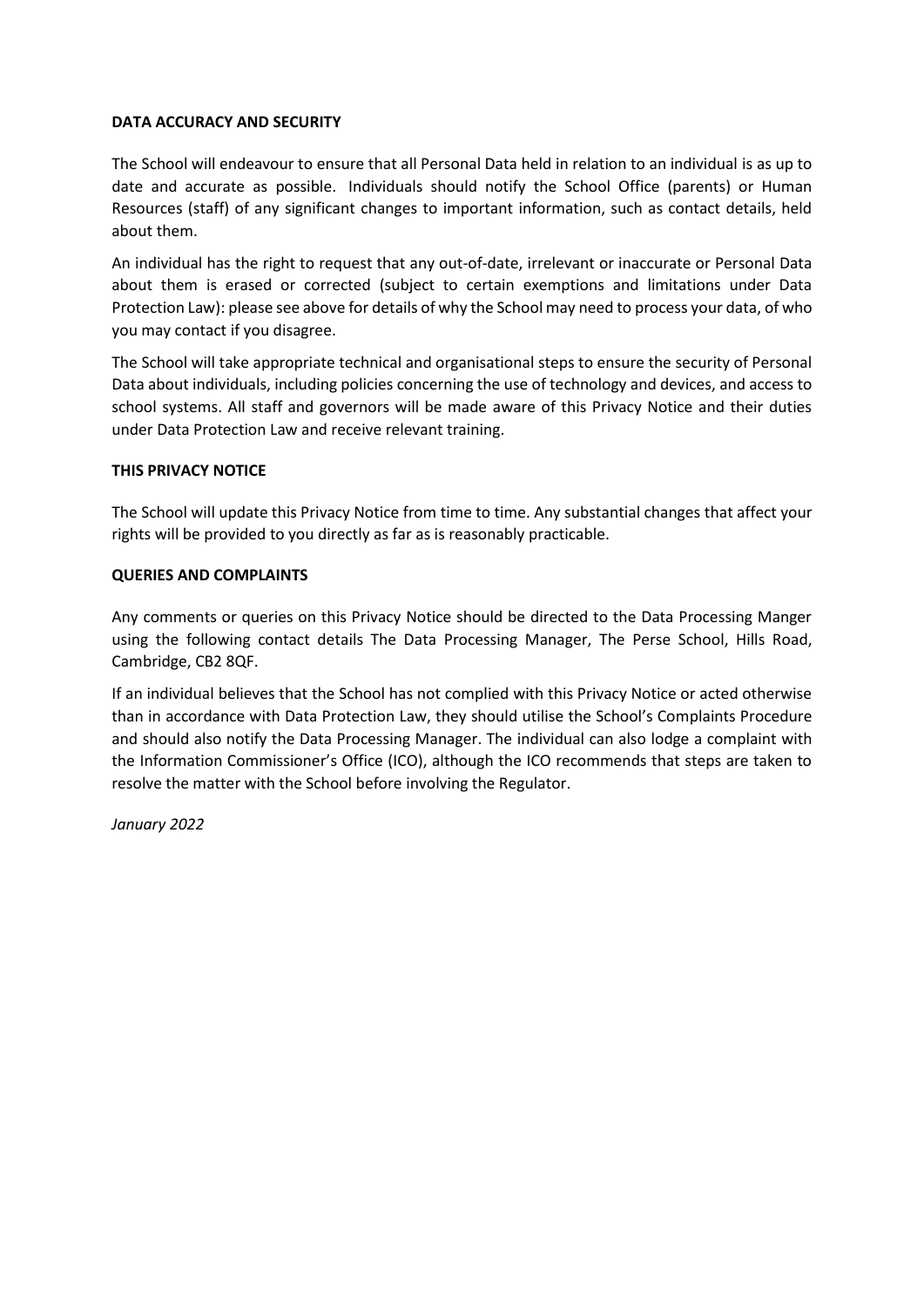**DATA ACCURACY AND SECURITY**

The School will endeavour to ensure that all Personal Data held in relation to an individual is as up to date and accurate as possible. Individuals should notify the School Office (parents) or Human Resources (staff) of any significant changes to important information, such as contact details, held about them.

An individual has the right to request that any out-of-date, irrelevant or inaccurate or Personal Data about them is erased or corrected (subject to certain exemptions and limitations under Data Protection Law): please see above for details of why the School may need to process your data, of who you may contact if you disagree.

The School will take appropriate technical and organisational steps to ensure the security of Personal Data about individuals, including policies concerning the use of technology and devices, and access to school systems. All staff and governors will be made aware of this Privacy Notice and their duties under Data Protection Law and receive relevant training.

**THIS PRIVACY NOTICE**

The School will update this Privacy Notice from time to time. Any substantial changes that affect your rights will be provided to you directly as far as is reasonably practicable.

**QUERIES AND COMPLAINTS**

Any comments or queries on this Privacy Notice should be directed to the Data Processing Manger using the following contact details The Data Processing Manager, The Perse School, Hills Road, Cambridge, CB2 8QF.

If an individual believes that the School has not complied with this Privacy Notice or acted otherwise than in accordance with Data Protection Law, they should utilise the School's Complaints Procedure and should also notify the Data Processing Manager. The individual can also lodge a complaint with the Information Commissioner's Office (ICO), although the ICO recommends that steps are taken to resolve the matter with the School before involving the Regulator.

*January 2022*